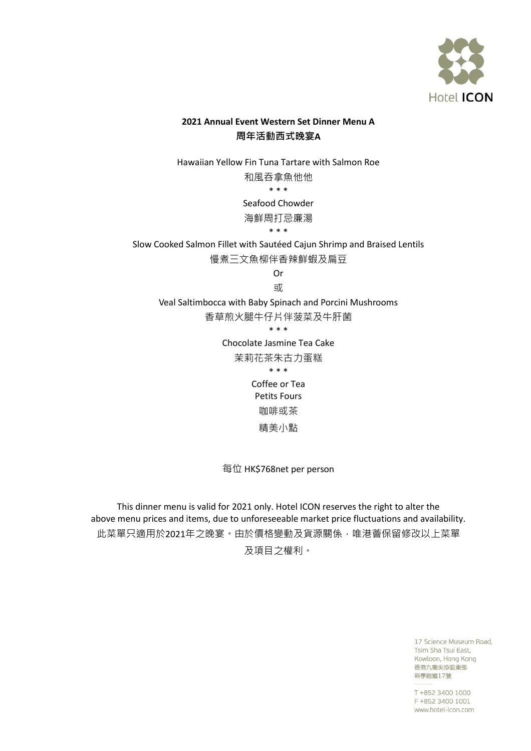Hotel ICON

**2021 Annual Event Western Set Dinner Menu A**
**周年活動西式晚宴A**

Hawaiian Yellow Fin Tuna Tartare with Salmon Roe

和風吞拿魚他他

* * *

Seafood Chowder

海鮮周打忌廉湯

* * *

Slow Cooked Salmon Fillet with Sautéed Cajun Shrimp and Braised Lentils

慢煮三文魚柳伴香辣鮮蝦及扁豆

Or

或

Veal Saltimbocca with Baby Spinach and Porcini Mushrooms

香草煎火腿牛仔片伴菠菜及牛肝菌

* * *

Chocolate Jasmine Tea Cake

茉莉花茶朱古力蛋糕

* * *

Coffee or Tea

Petits Fours

咖啡或茶

精美小點

每位 HK$768net per person

This dinner menu is valid for 2021 only. Hotel ICON reserves the right to alter the above menu prices and items, due to unforeseeable market price fluctuations and availability.

此菜單只適用於2021年之晚宴。由於價格變動及貨源關係，唯港薈保留修改以上菜單及項目之權利。

17 Science Museum Road,
Tsim Sha Tsui East,
Kowloon, Hong Kong
香港九龍尖沙咀東部
科學館道17號

T +852 3400 1000
F +852 3400 1001
www.hotel-icon.com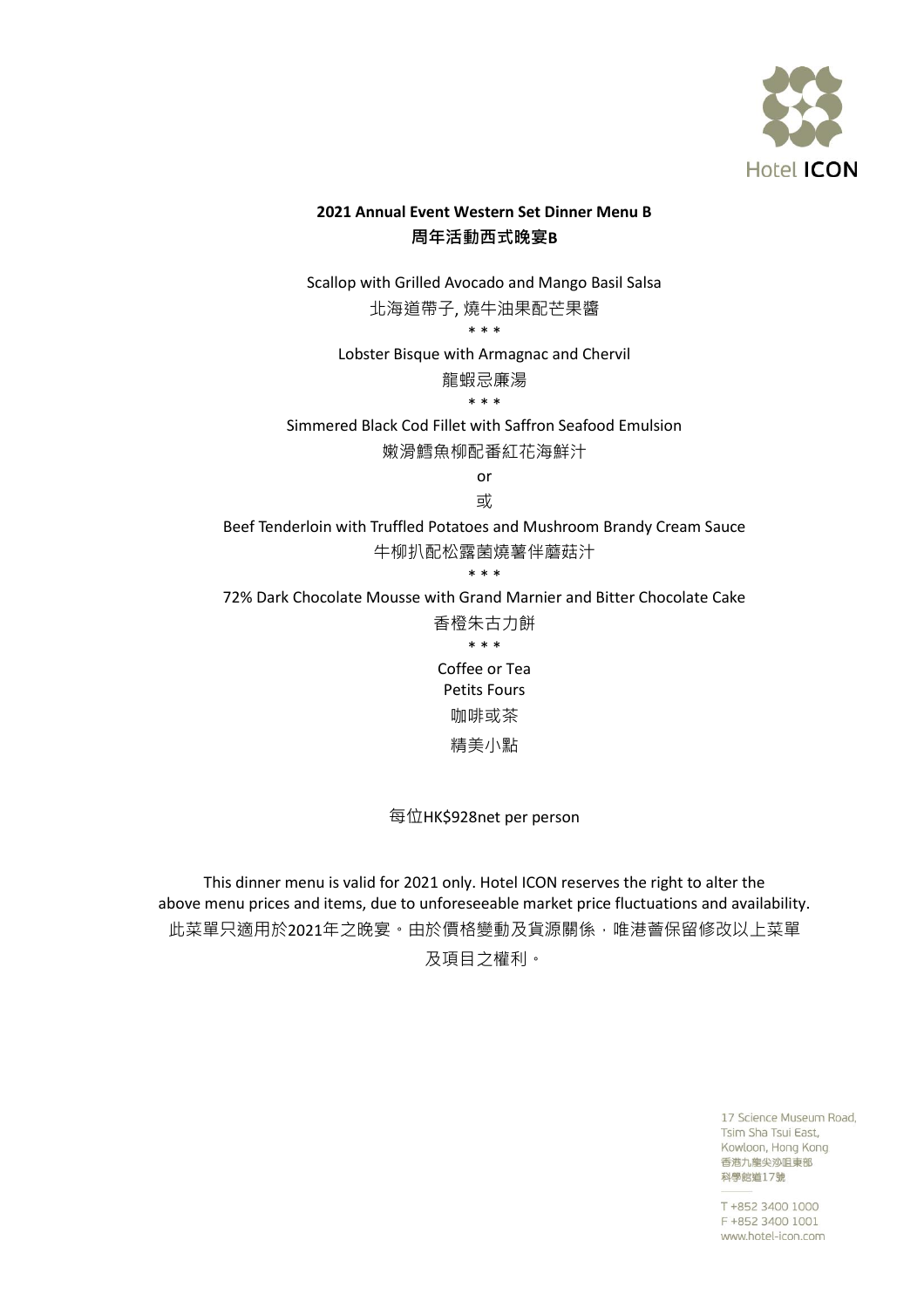Hotel ICON

**2021 Annual Event Western Set Dinner Menu B**
**周年活動西式晚宴B**

Scallop with Grilled Avocado and Mango Basil Salsa
北海道帶子, 燒牛油果配芒果醬

* * *

Lobster Bisque with Armagnac and Chervil
龍蝦忌廉湯

* * *

Simmered Black Cod Fillet with Saffron Seafood Emulsion
嫩滑鱈魚柳配番紅花海鮮汁

or
或

Beef Tenderloin with Truffled Potatoes and Mushroom Brandy Cream Sauce
牛柳扒配松露菌燒薯伴蘑菇汁

* * *

72% Dark Chocolate Mousse with Grand Marnier and Bitter Chocolate Cake
香橙朱古力餅

* * *

Coffee or Tea
Petits Fours
咖啡或茶
精美小點

每位HK$928net per person

This dinner menu is valid for 2021 only. Hotel ICON reserves the right to alter the above menu prices and items, due to unforeseeable market price fluctuations and availability.
此菜單只適用於2021年之晚宴。由於價格變動及貨源關係，唯港薈保留修改以上菜單及項目之權利。

17 Science Museum Road,
Tsim Sha Tsui East,
Kowloon, Hong Kong
香港九龍尖沙咀東部
科學館道17號

T +852 3400 1000
F +852 3400 1001
www.hotel-icon.com